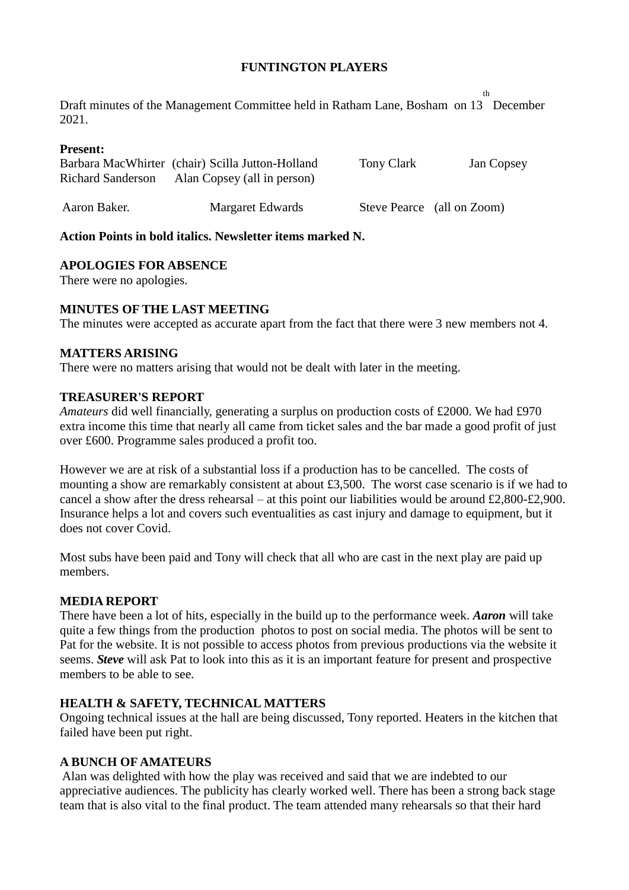**FUNTINGTON PLAYERS**

Draft minutes of the Management Committee held in Ratham Lane, Bosham on 13th December 2021.

**Present:**
Barbara MacWhirter (chair) Scilla Jutton-Holland Tony Clark Jan Copsey
Richard Sanderson Alan Copsey (all in person)

Aaron Baker. Margaret Edwards Steve Pearce (all on Zoom)

**Action Points in bold italics. Newsletter items marked N.**

**APOLOGIES FOR ABSENCE**
There were no apologies.

**MINUTES OF THE LAST MEETING**
The minutes were accepted as accurate apart from the fact that there were 3 new members not 4.

**MATTERS ARISING**
There were no matters arising that would not be dealt with later in the meeting.

**TREASURER'S REPORT**
*Amateurs* did well financially, generating a surplus on production costs of £2000. We had £970 extra income this time that nearly all came from ticket sales and the bar made a good profit of just over £600. Programme sales produced a profit too.

However we are at risk of a substantial loss if a production has to be cancelled. The costs of mounting a show are remarkably consistent at about £3,500. The worst case scenario is if we had to cancel a show after the dress rehearsal – at this point our liabilities would be around £2,800-£2,900. Insurance helps a lot and covers such eventualities as cast injury and damage to equipment, but it does not cover Covid.

Most subs have been paid and Tony will check that all who are cast in the next play are paid up members.

**MEDIA REPORT**
There have been a lot of hits, especially in the build up to the performance week. ***Aaron*** will take quite a few things from the production photos to post on social media. The photos will be sent to Pat for the website. It is not possible to access photos from previous productions via the website it seems. ***Steve*** will ask Pat to look into this as it is an important feature for present and prospective members to be able to see.

**HEALTH & SAFETY, TECHNICAL MATTERS**
Ongoing technical issues at the hall are being discussed, Tony reported. Heaters in the kitchen that failed have been put right.

**A BUNCH OF AMATEURS**
Alan was delighted with how the play was received and said that we are indebted to our appreciative audiences. The publicity has clearly worked well. There has been a strong back stage team that is also vital to the final product. The team attended many rehearsals so that their hard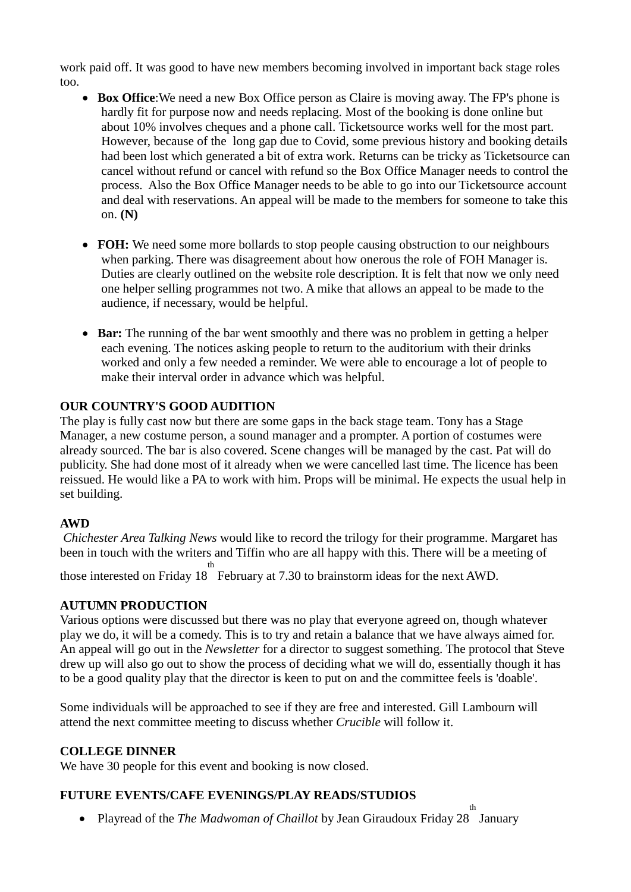work paid off. It was good to have new members becoming involved in important back stage roles too.

- **Box Office**:We need a new Box Office person as Claire is moving away. The FP's phone is hardly fit for purpose now and needs replacing. Most of the booking is done online but about 10% involves cheques and a phone call. Ticketsource works well for the most part. However, because of the long gap due to Covid, some previous history and booking details had been lost which generated a bit of extra work. Returns can be tricky as Ticketsource can cancel without refund or cancel with refund so the Box Office Manager needs to control the process. Also the Box Office Manager needs to be able to go into our Ticketsource account and deal with reservations. An appeal will be made to the members for someone to take this on. **(N)**

- **FOH:** We need some more bollards to stop people causing obstruction to our neighbours when parking. There was disagreement about how onerous the role of FOH Manager is. Duties are clearly outlined on the website role description. It is felt that now we only need one helper selling programmes not two. A mike that allows an appeal to be made to the audience, if necessary, would be helpful.

- **Bar:** The running of the bar went smoothly and there was no problem in getting a helper each evening. The notices asking people to return to the auditorium with their drinks worked and only a few needed a reminder. We were able to encourage a lot of people to make their interval order in advance which was helpful.

**OUR COUNTRY'S GOOD AUDITION**

The play is fully cast now but there are some gaps in the back stage team. Tony has a Stage Manager, a new costume person, a sound manager and a prompter. A portion of costumes were already sourced. The bar is also covered. Scene changes will be managed by the cast. Pat will do publicity. She had done most of it already when we were cancelled last time. The licence has been reissued. He would like a PA to work with him. Props will be minimal. He expects the usual help in set building.

**AWD**

*Chichester Area Talking News* would like to record the trilogy for their programme. Margaret has been in touch with the writers and Tiffin who are all happy with this. There will be a meeting of those interested on Friday 18th February at 7.30 to brainstorm ideas for the next AWD.

**AUTUMN PRODUCTION**

Various options were discussed but there was no play that everyone agreed on, though whatever play we do, it will be a comedy. This is to try and retain a balance that we have always aimed for. An appeal will go out in the *Newsletter* for a director to suggest something. The protocol that Steve drew up will also go out to show the process of deciding what we will do, essentially though it has to be a good quality play that the director is keen to put on and the committee feels is 'doable'.

Some individuals will be approached to see if they are free and interested. Gill Lambourn will attend the next committee meeting to discuss whether *Crucible* will follow it.

**COLLEGE DINNER**

We have 30 people for this event and booking is now closed.

**FUTURE EVENTS/CAFE EVENINGS/PLAY READS/STUDIOS**

- Playread of the *The Madwoman of Chaillot* by Jean Giraudoux Friday 28th January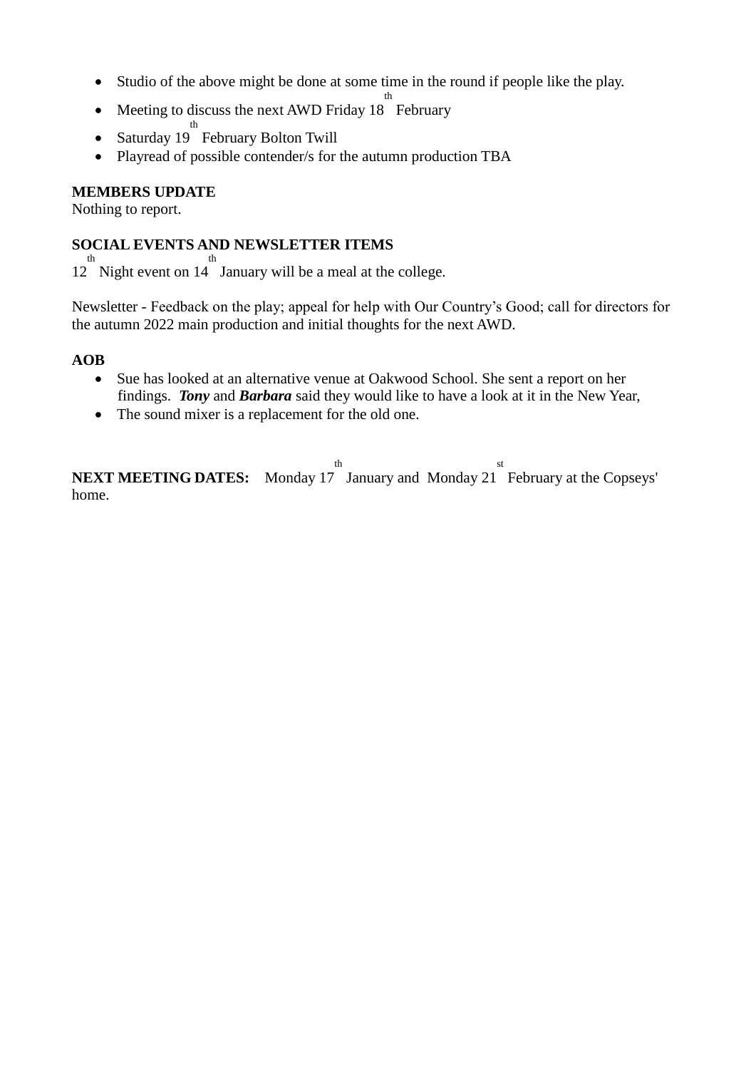- Studio of the above might be done at some time in the round if people like the play.
- Meeting to discuss the next AWD Friday 18th February
- Saturday 19th February Bolton Twill
- Playread of possible contender/s for the autumn production TBA

**MEMBERS UPDATE**
Nothing to report.

**SOCIAL EVENTS AND NEWSLETTER ITEMS**
12th Night event on 14th January will be a meal at the college.

Newsletter - Feedback on the play; appeal for help with Our Country's Good; call for directors for the autumn 2022 main production and initial thoughts for the next AWD.

**AOB**

- Sue has looked at an alternative venue at Oakwood School. She sent a report on her findings. ***Tony*** and ***Barbara*** said they would like to have a look at it in the New Year,
- The sound mixer is a replacement for the old one.

**NEXT MEETING DATES:** Monday 17th January and Monday 21st February at the Copseys' home.